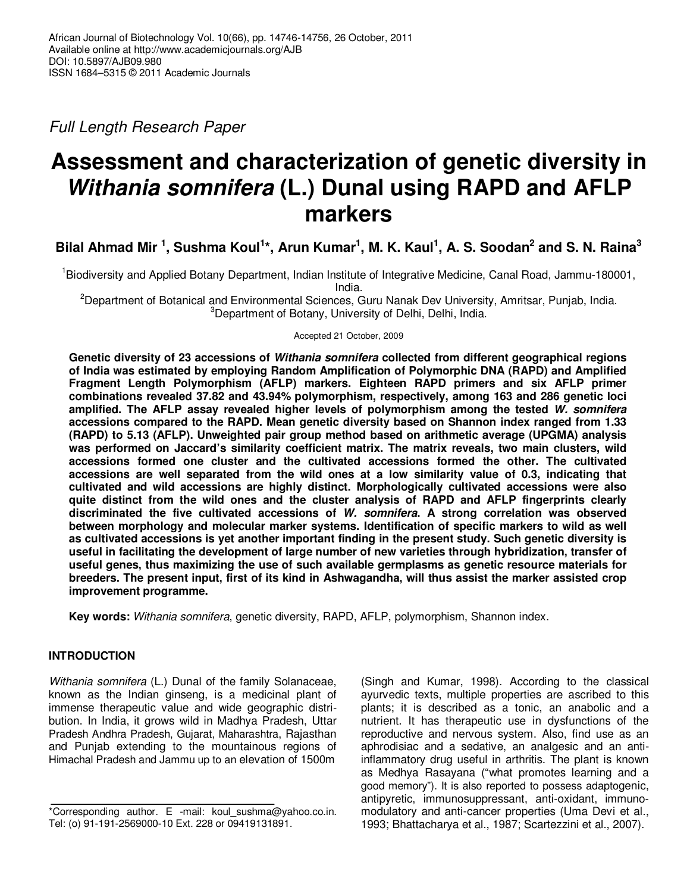*Full Length Research Paper*

# Assessment and characterization of genetic diversity in *Withania somnifera* (L.) Dunal using RAPD and AFLP markers

**Bilal Ahmad Mir [1], Sushma Koul[1]*, Arun Kumar[1], M. K. Kaul[1], A. S. Soodan[2] and S. N. Raina[3]**

[1]Biodiversity and Applied Botany Department, Indian Institute of Integrative Medicine, Canal Road, Jammu-180001, India.

[2]Department of Botanical and Environmental Sciences, Guru Nanak Dev University, Amritsar, Punjab, India.

[3]Department of Botany, University of Delhi, Delhi, India.

Accepted 21 October, 2009

**Genetic diversity of 23 accessions of *Withania somnifera* collected from different geographical regions of India was estimated by employing Random Amplification of Polymorphic DNA (RAPD) and Amplified Fragment Length Polymorphism (AFLP) markers. Eighteen RAPD primers and six AFLP primer combinations revealed 37.82 and 43.94% polymorphism, respectively, among 163 and 286 genetic loci amplified. The AFLP assay revealed higher levels of polymorphism among the tested *W. somnifera* accessions compared to the RAPD. Mean genetic diversity based on Shannon index ranged from 1.33 (RAPD) to 5.13 (AFLP). Unweighted pair group method based on arithmetic average (UPGMA) analysis was performed on Jaccard's similarity coefficient matrix. The matrix reveals, two main clusters, wild accessions formed one cluster and the cultivated accessions formed the other. The cultivated accessions are well separated from the wild ones at a low similarity value of 0.3, indicating that cultivated and wild accessions are highly distinct. Morphologically cultivated accessions were also quite distinct from the wild ones and the cluster analysis of RAPD and AFLP fingerprints clearly discriminated the five cultivated accessions of *W. somnifera*. A strong correlation was observed between morphology and molecular marker systems. Identification of specific markers to wild as well as cultivated accessions is yet another important finding in the present study. Such genetic diversity is useful in facilitating the development of large number of new varieties through hybridization, transfer of useful genes, thus maximizing the use of such available germplasms as genetic resource materials for breeders. The present input, first of its kind in Ashwagandha, will thus assist the marker assisted crop improvement programme.**

**Key words:** *Withania somnifera*, genetic diversity, RAPD, AFLP, polymorphism, Shannon index.

## INTRODUCTION

*Withania somnifera* (L.) Dunal of the family Solanaceae, known as the Indian ginseng, is a medicinal plant of immense therapeutic value and wide geographic distribution. In India, it grows wild in Madhya Pradesh, Uttar Pradesh Andhra Pradesh, Gujarat, Maharashtra, Rajasthan and Punjab extending to the mountainous regions of Himachal Pradesh and Jammu up to an elevation of 1500m (Singh and Kumar, 1998). According to the classical ayurvedic texts, multiple properties are ascribed to this plants; it is described as a tonic, an anabolic and a nutrient. It has therapeutic use in dysfunctions of the reproductive and nervous system. Also, find use as an aphrodisiac and a sedative, an analgesic and an anti-inflammatory drug useful in arthritis. The plant is known as Medhya Rasayana ("what promotes learning and a good memory"). It is also reported to possess adaptogenic, antipyretic, immunosuppressant, anti-oxidant, immunomodulatory and anti-cancer properties (Uma Devi et al., 1993; Bhattacharya et al., 1987; Scartezzini et al., 2007).

*Corresponding author. E -mail: koul_sushma@yahoo.co.in. Tel: (o) 91-191-2569000-10 Ext. 228 or 09419131891.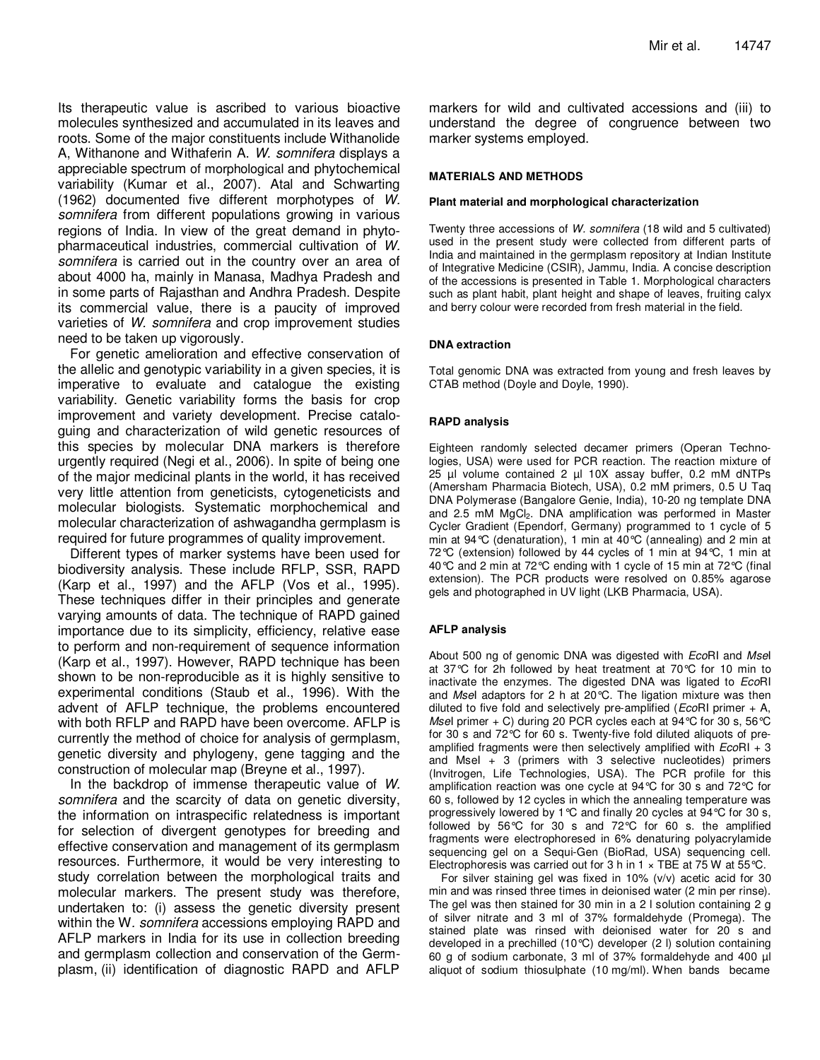Its therapeutic value is ascribed to various bioactive molecules synthesized and accumulated in its leaves and roots. Some of the major constituents include Withanolide A, Withanone and Withaferin A. *W. somnifera* displays a appreciable spectrum of morphological and phytochemical variability (Kumar et al., 2007). Atal and Schwarting (1962) documented five different morphotypes of *W. somnifera* from different populations growing in various regions of India. In view of the great demand in phyto-pharmaceutical industries, commercial cultivation of *W. somnifera* is carried out in the country over an area of about 4000 ha, mainly in Manasa, Madhya Pradesh and in some parts of Rajasthan and Andhra Pradesh. Despite its commercial value, there is a paucity of improved varieties of *W. somnifera* and crop improvement studies need to be taken up vigorously.

For genetic amelioration and effective conservation of the allelic and genotypic variability in a given species, it is imperative to evaluate and catalogue the existing variability. Genetic variability forms the basis for crop improvement and variety development. Precise cataloguing and characterization of wild genetic resources of this species by molecular DNA markers is therefore urgently required (Negi et al., 2006). In spite of being one of the major medicinal plants in the world, it has received very little attention from geneticists, cytogeneticists and molecular biologists. Systematic morphochemical and molecular characterization of ashwagandha germplasm is required for future programmes of quality improvement.

Different types of marker systems have been used for biodiversity analysis. These include RFLP, SSR, RAPD (Karp et al., 1997) and the AFLP (Vos et al., 1995). These techniques differ in their principles and generate varying amounts of data. The technique of RAPD gained importance due to its simplicity, efficiency, relative ease to perform and non-requirement of sequence information (Karp et al., 1997). However, RAPD technique has been shown to be non-reproducible as it is highly sensitive to experimental conditions (Staub et al., 1996). With the advent of AFLP technique, the problems encountered with both RFLP and RAPD have been overcome. AFLP is currently the method of choice for analysis of germplasm, genetic diversity and phylogeny, gene tagging and the construction of molecular map (Breyne et al., 1997).

In the backdrop of immense therapeutic value of *W. somnifera* and the scarcity of data on genetic diversity, the information on intraspecific relatedness is important for selection of divergent genotypes for breeding and effective conservation and management of its germplasm resources. Furthermore, it would be very interesting to study correlation between the morphological traits and molecular markers. The present study was therefore, undertaken to: (i) assess the genetic diversity present within the W. *somnifera* accessions employing RAPD and AFLP markers in India for its use in collection breeding and germplasm collection and conservation of the Germplasm, (ii) identification of diagnostic RAPD and AFLP markers for wild and cultivated accessions and (iii) to understand the degree of congruence between two marker systems employed.

## MATERIALS AND METHODS

### Plant material and morphological characterization

Twenty three accessions of *W. somnifera* (18 wild and 5 cultivated) used in the present study were collected from different parts of India and maintained in the germplasm repository at Indian Institute of Integrative Medicine (CSIR), Jammu, India. A concise description of the accessions is presented in Table 1. Morphological characters such as plant habit, plant height and shape of leaves, fruiting calyx and berry colour were recorded from fresh material in the field.

### DNA extraction

Total genomic DNA was extracted from young and fresh leaves by CTAB method (Doyle and Doyle, 1990).

### RAPD analysis

Eighteen randomly selected decamer primers (Operan Technologies, USA) were used for PCR reaction. The reaction mixture of 25 µl volume contained 2 µl 10X assay buffer, 0.2 mM dNTPs (Amersham Pharmacia Biotech, USA), 0.2 mM primers, 0.5 U Taq DNA Polymerase (Bangalore Genie, India), 10-20 ng template DNA and 2.5 mM $MgCl_2$. DNA amplification was performed in Master Cycler Gradient (Ependorf, Germany) programmed to 1 cycle of 5 min at 94°C (denaturation), 1 min at 40°C (annealing) and 2 min at 72°C (extension) followed by 44 cycles of 1 min at 94°C, 1 min at 40°C and 2 min at 72°C ending with 1 cycle of 15 min at 72°C (final extension). The PCR products were resolved on 0.85% agarose gels and photographed in UV light (LKB Pharmacia, USA).

### AFLP analysis

About 500 ng of genomic DNA was digested with *Eco*RI and *Mse*I at 37°C for 2h followed by heat treatment at 70°C for 10 min to inactivate the enzymes. The digested DNA was ligated to *Eco*RI and *Mse*I adaptors for 2 h at 20°C. The ligation mixture was then diluted to five fold and selectively pre-amplified (*Eco*RI primer + A, *Mse*I primer + C) during 20 PCR cycles each at 94°C for 30 s, 56°C for 30 s and 72°C for 60 s. Twenty-five fold diluted aliquots of pre-amplified fragments were then selectively amplified with *Eco*RI + 3 and MseI + 3 (primers with 3 selective nucleotides) primers (Invitrogen, Life Technologies, USA). The PCR profile for this amplification reaction was one cycle at 94°C for 30 s and 72°C for 60 s, followed by 12 cycles in which the annealing temperature was progressively lowered by 1°C and finally 20 cycles at 94°C for 30 s, followed by 56°C for 30 s and 72°C for 60 s. the amplified fragments were electrophoresed in 6% denaturing polyacrylamide sequencing gel on a Sequi-Gen (BioRad, USA) sequencing cell. Electrophoresis was carried out for 3 h in 1 × TBE at 75 W at 55°C.

For silver staining gel was fixed in 10% (v/v) acetic acid for 30 min and was rinsed three times in deionised water (2 min per rinse). The gel was then stained for 30 min in a 2 l solution containing 2 g of silver nitrate and 3 ml of 37% formaldehyde (Promega). The stained plate was rinsed with deionised water for 20 s and developed in a prechilled (10°C) developer (2 l) solution containing 60 g of sodium carbonate, 3 ml of 37% formaldehyde and 400 µl aliquot of sodium thiosulphate (10 mg/ml). When bands became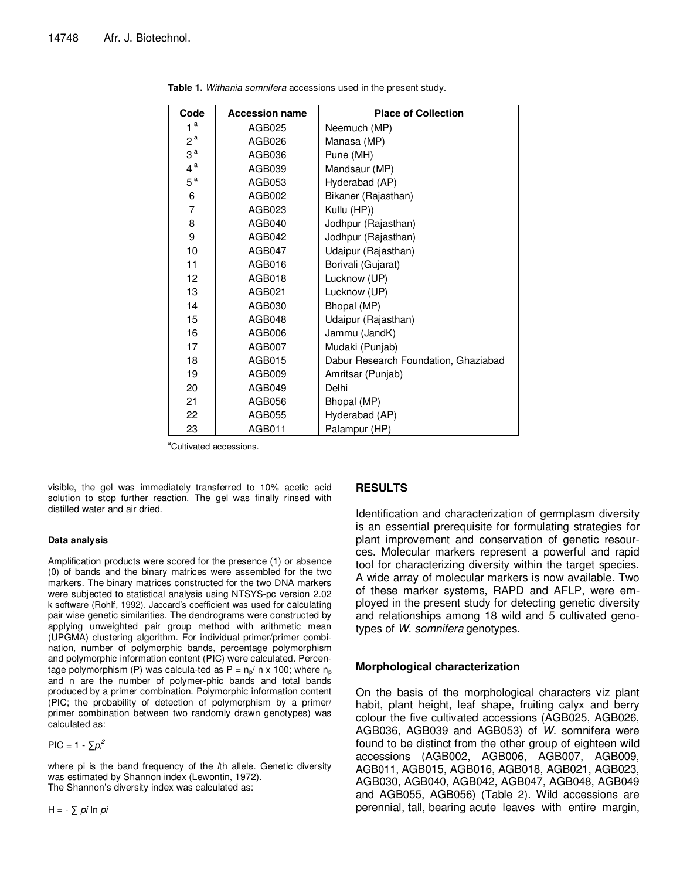**Table 1.** *Withania somnifera* accessions used in the present study.

| Code | Accession name | Place of Collection |
|---|---|---|
| 1 [a] | AGB025 | Neemuch (MP) |
| 2 [a] | AGB026 | Manasa (MP) |
| 3 [a] | AGB036 | Pune (MH) |
| 4 [a] | AGB039 | Mandsaur (MP) |
| 5 [a] | AGB053 | Hyderabad (AP) |
| 6 | AGB002 | Bikaner (Rajasthan) |
| 7 | AGB023 | Kullu (HP)) |
| 8 | AGB040 | Jodhpur (Rajasthan) |
| 9 | AGB042 | Jodhpur (Rajasthan) |
| 10 | AGB047 | Udaipur (Rajasthan) |
| 11 | AGB016 | Borivali (Gujarat) |
| 12 | AGB018 | Lucknow (UP) |
| 13 | AGB021 | Lucknow (UP) |
| 14 | AGB030 | Bhopal (MP) |
| 15 | AGB048 | Udaipur (Rajasthan) |
| 16 | AGB006 | Jammu (JandK) |
| 17 | AGB007 | Mudaki (Punjab) |
| 18 | AGB015 | Dabur Research Foundation, Ghaziabad |
| 19 | AGB009 | Amritsar (Punjab) |
| 20 | AGB049 | Delhi |
| 21 | AGB056 | Bhopal (MP) |
| 22 | AGB055 | Hyderabad (AP) |
| 23 | AGB011 | Palampur (HP) |

[a]Cultivated accessions.

visible, the gel was immediately transferred to 10% acetic acid solution to stop further reaction. The gel was finally rinsed with distilled water and air dried.

#### Data analysis

Amplification products were scored for the presence (1) or absence (0) of bands and the binary matrices were assembled for the two markers. The binary matrices constructed for the two DNA markers were subjected to statistical analysis using NTSYS-pc version 2.02 k software (Rohlf, 1992). Jaccard's coefficient was used for calculating pair wise genetic similarities. The dendrograms were constructed by applying unweighted pair group method with arithmetic mean (UPGMA) clustering algorithm. For individual primer/primer combination, number of polymorphic bands, percentage polymorphism and polymorphic information content (PIC) were calculated. Percentage polymorphism (P) was calcula-ted as $P = n_p / n \times 100$; where $n_p$ and n are the number of polymer-phic bands and total bands produced by a primer combination. Polymorphic information content (PIC; the probability of detection of polymorphism by a primer/ primer combination between two randomly drawn genotypes) was calculated as:

$$PIC = 1 - \sum p_i^2$$

where pi is the band frequency of the *i*th allele. Genetic diversity was estimated by Shannon index (Lewontin, 1972).
The Shannon's diversity index was calculated as:

$$H = - \sum pi \ln pi$$

## RESULTS

Identification and characterization of germplasm diversity is an essential prerequisite for formulating strategies for plant improvement and conservation of genetic resources. Molecular markers represent a powerful and rapid tool for characterizing diversity within the target species. A wide array of molecular markers is now available. Two of these marker systems, RAPD and AFLP, were employed in the present study for detecting genetic diversity and relationships among 18 wild and 5 cultivated genotypes of *W. somnifera* genotypes.

### Morphological characterization

On the basis of the morphological characters viz plant habit, plant height, leaf shape, fruiting calyx and berry colour the five cultivated accessions (AGB025, AGB026, AGB036, AGB039 and AGB053) of *W*. somnifera were found to be distinct from the other group of eighteen wild accessions (AGB002, AGB006, AGB007, AGB009, AGB011, AGB015, AGB016, AGB018, AGB021, AGB023, AGB030, AGB040, AGB042, AGB047, AGB048, AGB049 and AGB055, AGB056) (Table 2). Wild accessions are perennial, tall, bearing acute leaves with entire margin,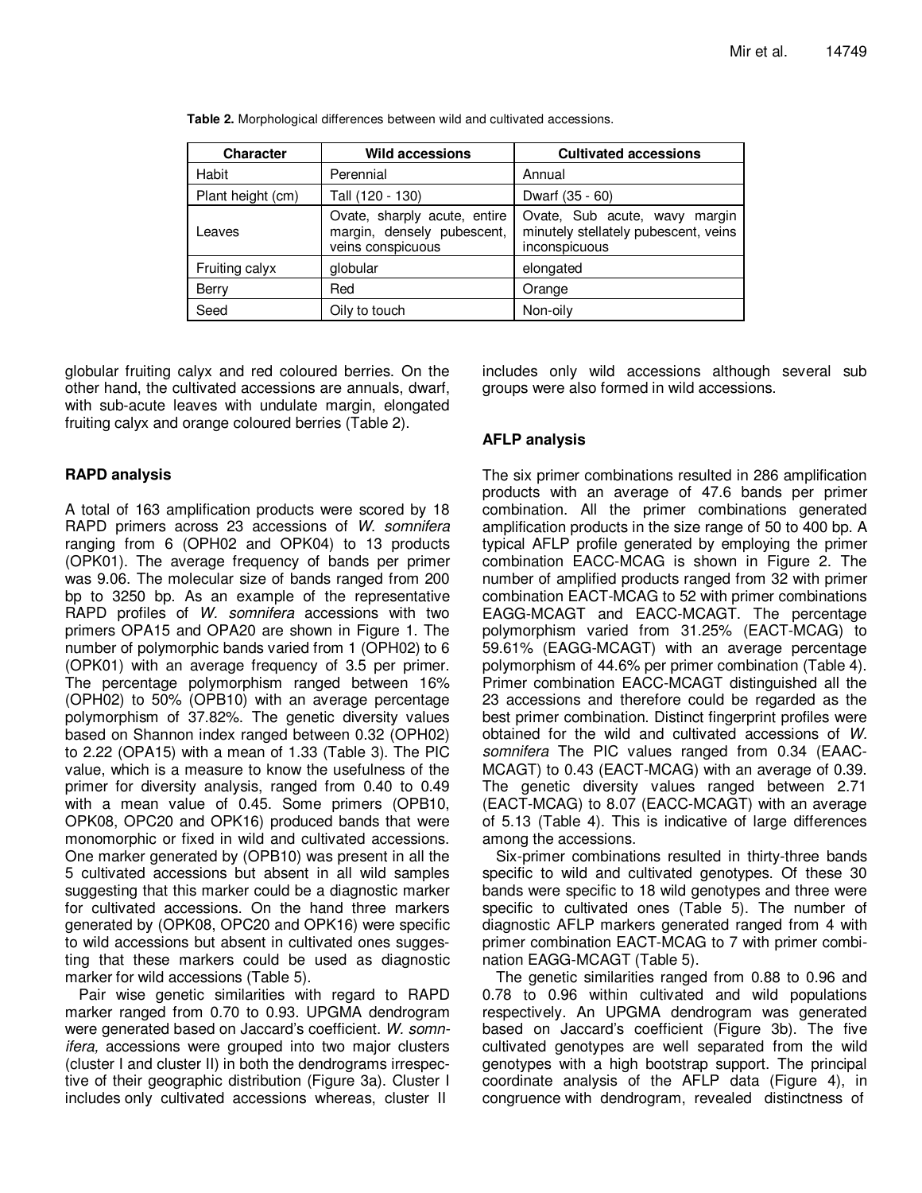**Table 2.** Morphological differences between wild and cultivated accessions.

| Character | Wild accessions | Cultivated accessions |
|---|---|---|
| Habit | Perennial | Annual |
| Plant height (cm) | Tall (120 - 130) | Dwarf (35 - 60) |
| Leaves | Ovate, sharply acute, entire margin, densely pubescent, veins conspicuous | Ovate, Sub acute, wavy margin minutely stellately pubescent, veins inconspicuous |
| Fruiting calyx | globular | elongated |
| Berry | Red | Orange |
| Seed | Oily to touch | Non-oily |

globular fruiting calyx and red coloured berries. On the other hand, the cultivated accessions are annuals, dwarf, with sub-acute leaves with undulate margin, elongated fruiting calyx and orange coloured berries (Table 2).

### RAPD analysis

A total of 163 amplification products were scored by 18 RAPD primers across 23 accessions of *W. somnifera* ranging from 6 (OPH02 and OPK04) to 13 products (OPK01). The average frequency of bands per primer was 9.06. The molecular size of bands ranged from 200 bp to 3250 bp. As an example of the representative RAPD profiles of *W. somnifera* accessions with two primers OPA15 and OPA20 are shown in Figure 1. The number of polymorphic bands varied from 1 (OPH02) to 6 (OPK01) with an average frequency of 3.5 per primer. The percentage polymorphism ranged between 16% (OPH02) to 50% (OPB10) with an average percentage polymorphism of 37.82%. The genetic diversity values based on Shannon index ranged between 0.32 (OPH02) to 2.22 (OPA15) with a mean of 1.33 (Table 3). The PIC value, which is a measure to know the usefulness of the primer for diversity analysis, ranged from 0.40 to 0.49 with a mean value of 0.45. Some primers (OPB10, OPK08, OPC20 and OPK16) produced bands that were monomorphic or fixed in wild and cultivated accessions. One marker generated by (OPB10) was present in all the 5 cultivated accessions but absent in all wild samples suggesting that this marker could be a diagnostic marker for cultivated accessions. On the hand three markers generated by (OPK08, OPC20 and OPK16) were specific to wild accessions but absent in cultivated ones suggesting that these markers could be used as diagnostic marker for wild accessions (Table 5).

Pair wise genetic similarities with regard to RAPD marker ranged from 0.70 to 0.93. UPGMA dendrogram were generated based on Jaccard's coefficient. *W. somnifera,* accessions were grouped into two major clusters (cluster I and cluster II) in both the dendrograms irrespective of their geographic distribution (Figure 3a). Cluster I includes only cultivated accessions whereas, cluster II includes only wild accessions although several sub groups were also formed in wild accessions.

### AFLP analysis

The six primer combinations resulted in 286 amplification products with an average of 47.6 bands per primer combination. All the primer combinations generated amplification products in the size range of 50 to 400 bp. A typical AFLP profile generated by employing the primer combination EACC-MCAG is shown in Figure 2. The number of amplified products ranged from 32 with primer combination EACT-MCAG to 52 with primer combinations EAGG-MCAGT and EACC-MCAGT. The percentage polymorphism varied from 31.25% (EACT-MCAG) to 59.61% (EAGG-MCAGT) with an average percentage polymorphism of 44.6% per primer combination (Table 4). Primer combination EACC-MCAGT distinguished all the 23 accessions and therefore could be regarded as the best primer combination. Distinct fingerprint profiles were obtained for the wild and cultivated accessions of *W. somnifera* The PIC values ranged from 0.34 (EAAC-MCAGT) to 0.43 (EACT-MCAG) with an average of 0.39. The genetic diversity values ranged between 2.71 (EACT-MCAG) to 8.07 (EACC-MCAGT) with an average of 5.13 (Table 4). This is indicative of large differences among the accessions.

Six-primer combinations resulted in thirty-three bands specific to wild and cultivated genotypes. Of these 30 bands were specific to 18 wild genotypes and three were specific to cultivated ones (Table 5). The number of diagnostic AFLP markers generated ranged from 4 with primer combination EACT-MCAG to 7 with primer combination EAGG-MCAGT (Table 5).

The genetic similarities ranged from 0.88 to 0.96 and 0.78 to 0.96 within cultivated and wild populations respectively. An UPGMA dendrogram was generated based on Jaccard's coefficient (Figure 3b). The five cultivated genotypes are well separated from the wild genotypes with a high bootstrap support. The principal coordinate analysis of the AFLP data (Figure 4), in congruence with dendrogram, revealed distinctness of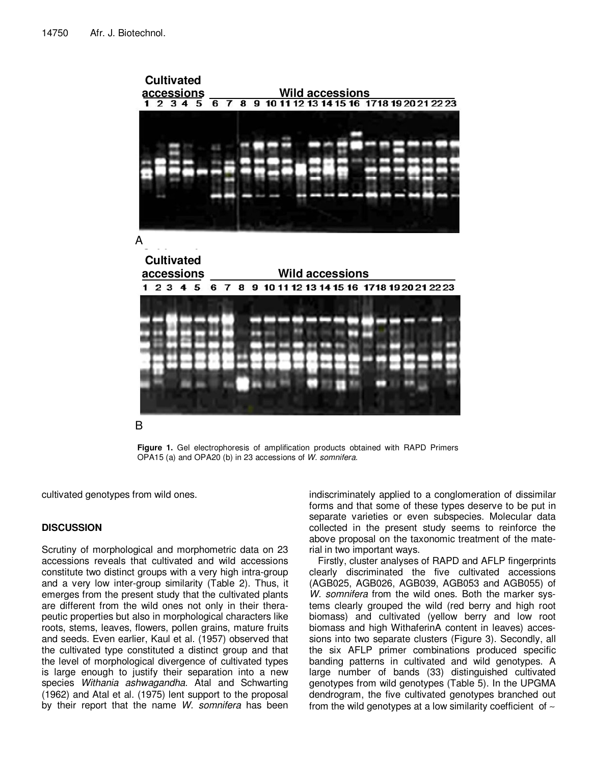**Figure 1.** Gel electrophoresis of amplification products obtained with RAPD Primers OPA15 (a) and OPA20 (b) in 23 accessions of *W. somnifera*.

cultivated genotypes from wild ones.

## DISCUSSION

Scrutiny of morphological and morphometric data on 23 accessions reveals that cultivated and wild accessions constitute two distinct groups with a very high intra-group and a very low inter-group similarity (Table 2). Thus, it emerges from the present study that the cultivated plants are different from the wild ones not only in their therapeutic properties but also in morphological characters like roots, stems, leaves, flowers, pollen grains, mature fruits and seeds. Even earlier, Kaul et al. (1957) observed that the cultivated type constituted a distinct group and that the level of morphological divergence of cultivated types is large enough to justify their separation into a new species *Withania ashwagandha.* Atal and Schwarting (1962) and Atal et al. (1975) lent support to the proposal by their report that the name *W. somnifera* has been indiscriminately applied to a conglomeration of dissimilar forms and that some of these types deserve to be put in separate varieties or even subspecies. Molecular data collected in the present study seems to reinforce the above proposal on the taxonomic treatment of the material in two important ways.

Firstly, cluster analyses of RAPD and AFLP fingerprints clearly discriminated the five cultivated accessions (AGB025, AGB026, AGB039, AGB053 and AGB055) of *W. somnifera* from the wild ones. Both the marker systems clearly grouped the wild (red berry and high root biomass) and cultivated (yellow berry and low root biomass and high WithaferinA content in leaves) accessions into two separate clusters (Figure 3). Secondly, all the six AFLP primer combinations produced specific banding patterns in cultivated and wild genotypes. A large number of bands (33) distinguished cultivated genotypes from wild genotypes (Table 5). In the UPGMA dendrogram, the five cultivated genotypes branched out from the wild genotypes at a low similarity coefficient of ~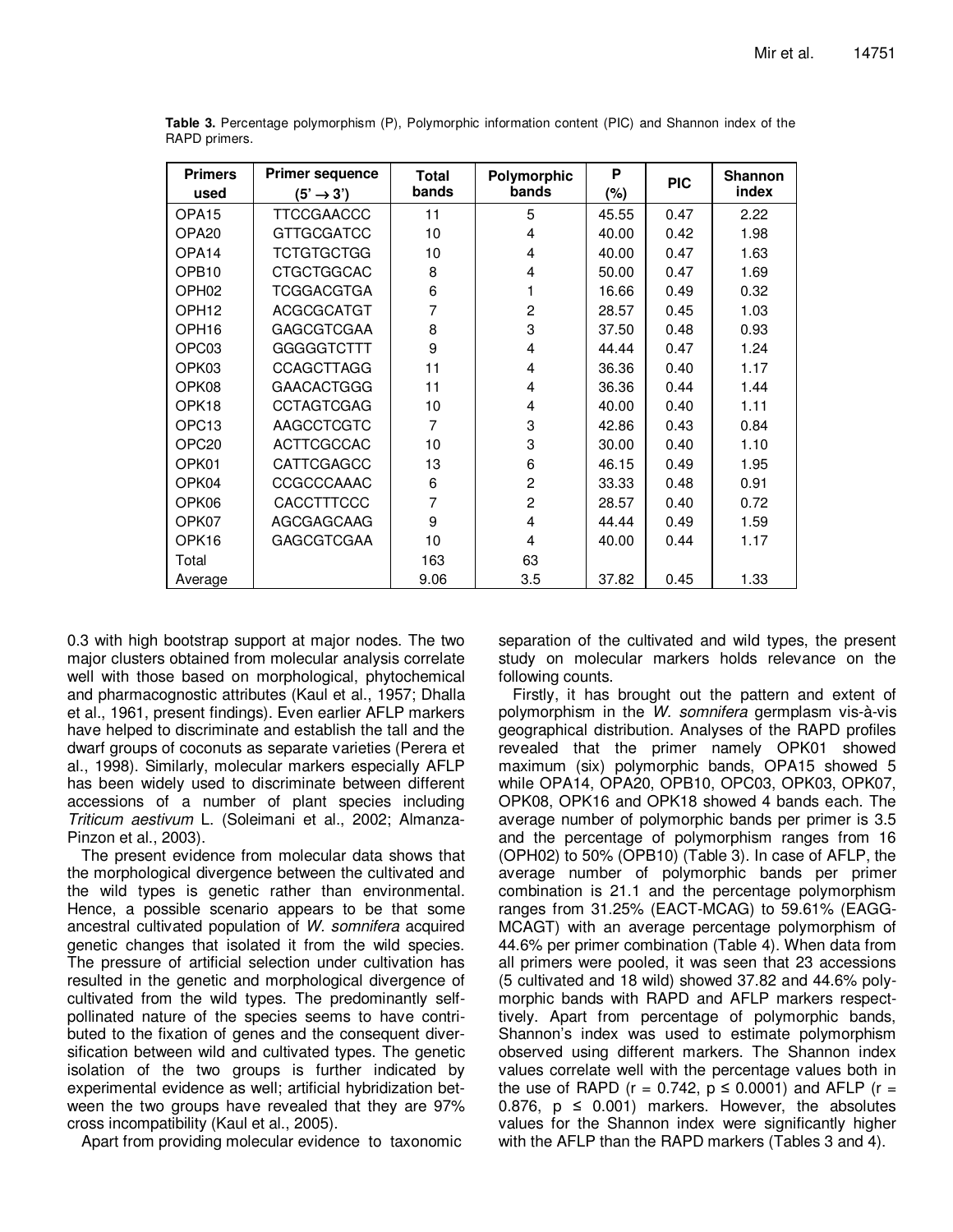**Table 3.** Percentage polymorphism (P), Polymorphic information content (PIC) and Shannon index of the RAPD primers.

| Primers used | Primer sequence (5' → 3') | Total bands | Polymorphic bands | P (%) | PIC | Shannon index |
|---|---|---|---|---|---|---|
| OPA15 | TTCCGAACCC | 11 | 5 | 45.55 | 0.47 | 2.22 |
| OPA20 | GTTGCGATCC | 10 | 4 | 40.00 | 0.42 | 1.98 |
| OPA14 | TCTGTGCTGG | 10 | 4 | 40.00 | 0.47 | 1.63 |
| OPB10 | CTGCTGGCAC | 8 | 4 | 50.00 | 0.47 | 1.69 |
| OPH02 | TCGGACGTGA | 6 | 1 | 16.66 | 0.49 | 0.32 |
| OPH12 | ACGCGCATGT | 7 | 2 | 28.57 | 0.45 | 1.03 |
| OPH16 | GAGCGTCGAA | 8 | 3 | 37.50 | 0.48 | 0.93 |
| OPC03 | GGGGGTCTTT | 9 | 4 | 44.44 | 0.47 | 1.24 |
| OPK03 | CCAGCTTAGG | 11 | 4 | 36.36 | 0.40 | 1.17 |
| OPK08 | GAACACTGGG | 11 | 4 | 36.36 | 0.44 | 1.44 |
| OPK18 | CCTAGTCGAG | 10 | 4 | 40.00 | 0.40 | 1.11 |
| OPC13 | AAGCCTCGTC | 7 | 3 | 42.86 | 0.43 | 0.84 |
| OPC20 | ACTTCGCCAC | 10 | 3 | 30.00 | 0.40 | 1.10 |
| OPK01 | CATTCGAGCC | 13 | 6 | 46.15 | 0.49 | 1.95 |
| OPK04 | CCGCCCAAAC | 6 | 2 | 33.33 | 0.48 | 0.91 |
| OPK06 | CACCTTTCCC | 7 | 2 | 28.57 | 0.40 | 0.72 |
| OPK07 | AGCGAGCAAG | 9 | 4 | 44.44 | 0.49 | 1.59 |
| OPK16 | GAGCGTCGAA | 10 | 4 | 40.00 | 0.44 | 1.17 |
| Total | | 163 | 63 | | | |
| Average | | 9.06 | 3.5 | 37.82 | 0.45 | 1.33 |

0.3 with high bootstrap support at major nodes. The two major clusters obtained from molecular analysis correlate well with those based on morphological, phytochemical and pharmacognostic attributes (Kaul et al., 1957; Dhalla et al., 1961, present findings). Even earlier AFLP markers have helped to discriminate and establish the tall and the dwarf groups of coconuts as separate varieties (Perera et al., 1998). Similarly, molecular markers especially AFLP has been widely used to discriminate between different accessions of a number of plant species including *Triticum aestivum* L. (Soleimani et al., 2002; Almanza-Pinzon et al., 2003).

The present evidence from molecular data shows that the morphological divergence between the cultivated and the wild types is genetic rather than environmental. Hence, a possible scenario appears to be that some ancestral cultivated population of *W. somnifera* acquired genetic changes that isolated it from the wild species. The pressure of artificial selection under cultivation has resulted in the genetic and morphological divergence of cultivated from the wild types. The predominantly self-pollinated nature of the species seems to have contributed to the fixation of genes and the consequent diversification between wild and cultivated types. The genetic isolation of the two groups is further indicated by experimental evidence as well; artificial hybridization between the two groups have revealed that they are 97% cross incompatibility (Kaul et al., 2005).

Apart from providing molecular evidence to taxonomic separation of the cultivated and wild types, the present study on molecular markers holds relevance on the following counts.

Firstly, it has brought out the pattern and extent of polymorphism in the *W. somnifera* germplasm vis-à-vis geographical distribution. Analyses of the RAPD profiles revealed that the primer namely OPK01 showed maximum (six) polymorphic bands, OPA15 showed 5 while OPA14, OPA20, OPB10, OPC03, OPK03, OPK07, OPK08, OPK16 and OPK18 showed 4 bands each. The average number of polymorphic bands per primer is 3.5 and the percentage of polymorphism ranges from 16 (OPH02) to 50% (OPB10) (Table 3). In case of AFLP, the average number of polymorphic bands per primer combination is 21.1 and the percentage polymorphism ranges from 31.25% (EACT-MCAG) to 59.61% (EAGG-MCAGT) with an average percentage polymorphism of 44.6% per primer combination (Table 4). When data from all primers were pooled, it was seen that 23 accessions (5 cultivated and 18 wild) showed 37.82 and 44.6% polymorphic bands with RAPD and AFLP markers respectively. Apart from percentage of polymorphic bands, Shannon's index was used to estimate polymorphism observed using different markers. The Shannon index values correlate well with the percentage values both in the use of RAPD ($r = 0.742$, $p \leq 0.0001$) and AFLP ($r = 0.876$, $p \leq 0.001$) markers. However, the absolutes values for the Shannon index were significantly higher with the AFLP than the RAPD markers (Tables 3 and 4).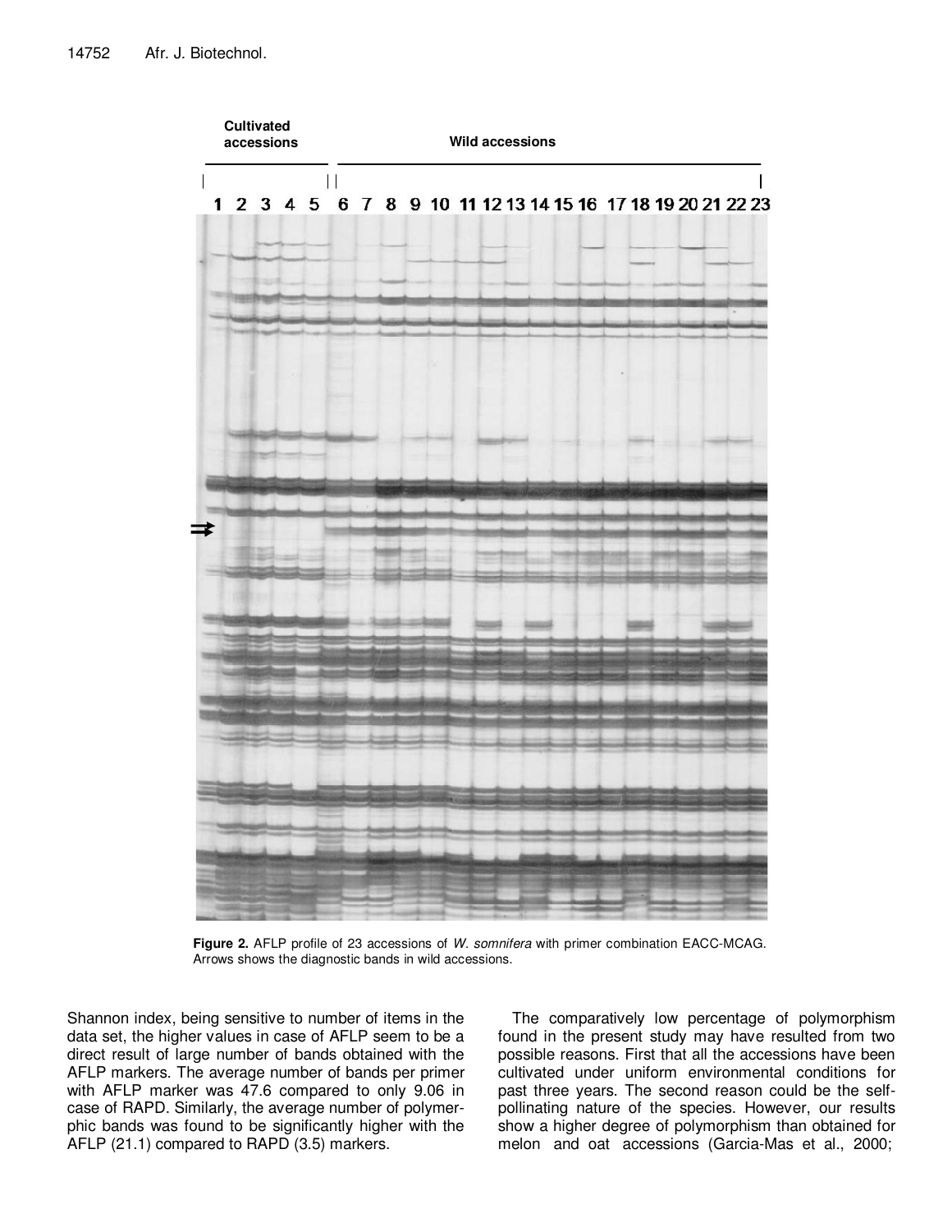**Figure 2.** AFLP profile of 23 accessions of *W. somnifera* with primer combination EACC-MCAG. Arrows shows the diagnostic bands in wild accessions.

Shannon index, being sensitive to number of items in the data set, the higher values in case of AFLP seem to be a direct result of large number of bands obtained with the AFLP markers. The average number of bands per primer with AFLP marker was 47.6 compared to only 9.06 in case of RAPD. Similarly, the average number of polymorphic bands was found to be significantly higher with the AFLP (21.1) compared to RAPD (3.5) markers.

The comparatively low percentage of polymorphism found in the present study may have resulted from two possible reasons. First that all the accessions have been cultivated under uniform environmental conditions for past three years. The second reason could be the self-pollinating nature of the species. However, our results show a higher degree of polymorphism than obtained for melon and oat accessions (Garcia-Mas et al., 2000;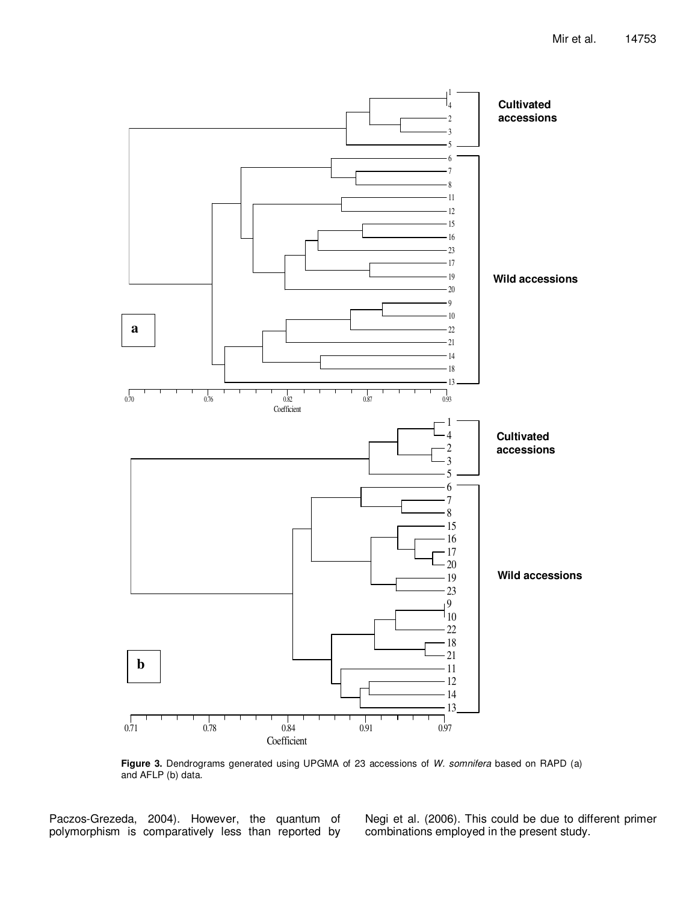**Figure 3.** Dendrograms generated using UPGMA of 23 accessions of *W. somnifera* based on RAPD (a) and AFLP (b) data.

Paczos-Grezeda, 2004). However, the quantum of polymorphism is comparatively less than reported by Negi et al. (2006). This could be due to different primer combinations employed in the present study.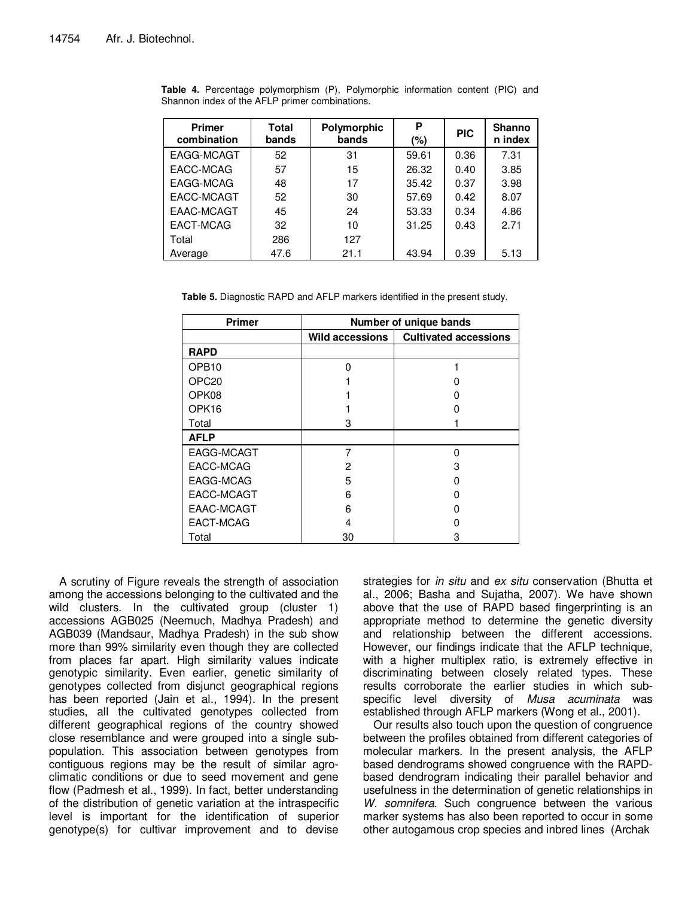**Table 4.** Percentage polymorphism (P), Polymorphic information content (PIC) and Shannon index of the AFLP primer combinations.

| Primer combination | Total bands | Polymorphic bands | P (%) | PIC | Shannon index |
|---|---|---|---|---|---|
| EAGG-MCAGT | 52 | 31 | 59.61 | 0.36 | 7.31 |
| EACC-MCAG | 57 | 15 | 26.32 | 0.40 | 3.85 |
| EAGG-MCAG | 48 | 17 | 35.42 | 0.37 | 3.98 |
| EACC-MCAGT | 52 | 30 | 57.69 | 0.42 | 8.07 |
| EAAC-MCAGT | 45 | 24 | 53.33 | 0.34 | 4.86 |
| EACT-MCAG | 32 | 10 | 31.25 | 0.43 | 2.71 |
| Total | 286 | 127 | | | |
| Average | 47.6 | 21.1 | 43.94 | 0.39 | 5.13 |

**Table 5.** Diagnostic RAPD and AFLP markers identified in the present study.

| Primer | Number of unique bands | |
|---|---|---|
| | Wild accessions | Cultivated accessions |
| **RAPD** | | |
| OPB10 | 0 | 1 |
| OPC20 | 1 | 0 |
| OPK08 | 1 | 0 |
| OPK16 | 1 | 0 |
| Total | 3 | 1 |
| **AFLP** | | |
| EAGG-MCAGT | 7 | 0 |
| EACC-MCAG | 2 | 3 |
| EAGG-MCAG | 5 | 0 |
| EACC-MCAGT | 6 | 0 |
| EAAC-MCAGT | 6 | 0 |
| EACT-MCAG | 4 | 0 |
| Total | 30 | 3 |

A scrutiny of Figure reveals the strength of association among the accessions belonging to the cultivated and the wild clusters. In the cultivated group (cluster 1) accessions AGB025 (Neemuch, Madhya Pradesh) and AGB039 (Mandsaur, Madhya Pradesh) in the sub show more than 99% similarity even though they are collected from places far apart. High similarity values indicate genotypic similarity. Even earlier, genetic similarity of genotypes collected from disjunct geographical regions has been reported (Jain et al., 1994). In the present studies, all the cultivated genotypes collected from different geographical regions of the country showed close resemblance and were grouped into a single sub-population. This association between genotypes from contiguous regions may be the result of similar agro-climatic conditions or due to seed movement and gene flow (Padmesh et al., 1999). In fact, better understanding of the distribution of genetic variation at the intraspecific level is important for the identification of superior genotype(s) for cultivar improvement and to devise strategies for *in situ* and *ex situ* conservation (Bhutta et al., 2006; Basha and Sujatha, 2007). We have shown above that the use of RAPD based fingerprinting is an appropriate method to determine the genetic diversity and relationship between the different accessions. However, our findings indicate that the AFLP technique, with a higher multiplex ratio, is extremely effective in discriminating between closely related types. These results corroborate the earlier studies in which sub-specific level diversity of *Musa acuminata* was established through AFLP markers (Wong et al., 2001).

Our results also touch upon the question of congruence between the profiles obtained from different categories of molecular markers. In the present analysis, the AFLP based dendrograms showed congruence with the RAPD-based dendrogram indicating their parallel behavior and usefulness in the determination of genetic relationships in *W. somnifera*. Such congruence between the various marker systems has also been reported to occur in some other autogamous crop species and inbred lines (Archak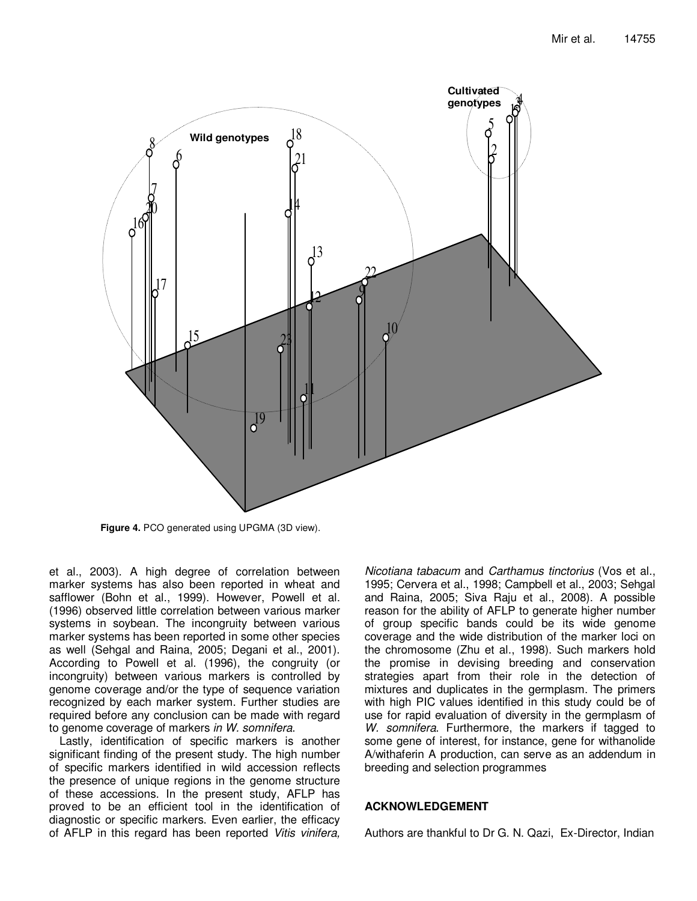**Figure 4.** PCO generated using UPGMA (3D view).

et al., 2003). A high degree of correlation between marker systems has also been reported in wheat and safflower (Bohn et al., 1999). However, Powell et al. (1996) observed little correlation between various marker systems in soybean. The incongruity between various marker systems has been reported in some other species as well (Sehgal and Raina, 2005; Degani et al., 2001). According to Powell et al. (1996), the congruity (or incongruity) between various markers is controlled by genome coverage and/or the type of sequence variation recognized by each marker system. Further studies are required before any conclusion can be made with regard to genome coverage of markers *in W. somnifera*.

Lastly, identification of specific markers is another significant finding of the present study. The high number of specific markers identified in wild accession reflects the presence of unique regions in the genome structure of these accessions. In the present study, AFLP has proved to be an efficient tool in the identification of diagnostic or specific markers. Even earlier, the efficacy of AFLP in this regard has been reported *Vitis vinifera, Nicotiana tabacum* and *Carthamus tinctorius* (Vos et al., 1995; Cervera et al., 1998; Campbell et al., 2003; Sehgal and Raina, 2005; Siva Raju et al., 2008). A possible reason for the ability of AFLP to generate higher number of group specific bands could be its wide genome coverage and the wide distribution of the marker loci on the chromosome (Zhu et al., 1998). Such markers hold the promise in devising breeding and conservation strategies apart from their role in the detection of mixtures and duplicates in the germplasm. The primers with high PIC values identified in this study could be of use for rapid evaluation of diversity in the germplasm of *W. somnifera*. Furthermore, the markers if tagged to some gene of interest, for instance, gene for withanolide A/withaferin A production, can serve as an addendum in breeding and selection programmes

## ACKNOWLEDGEMENT

Authors are thankful to Dr G. N. Qazi, Ex-Director, Indian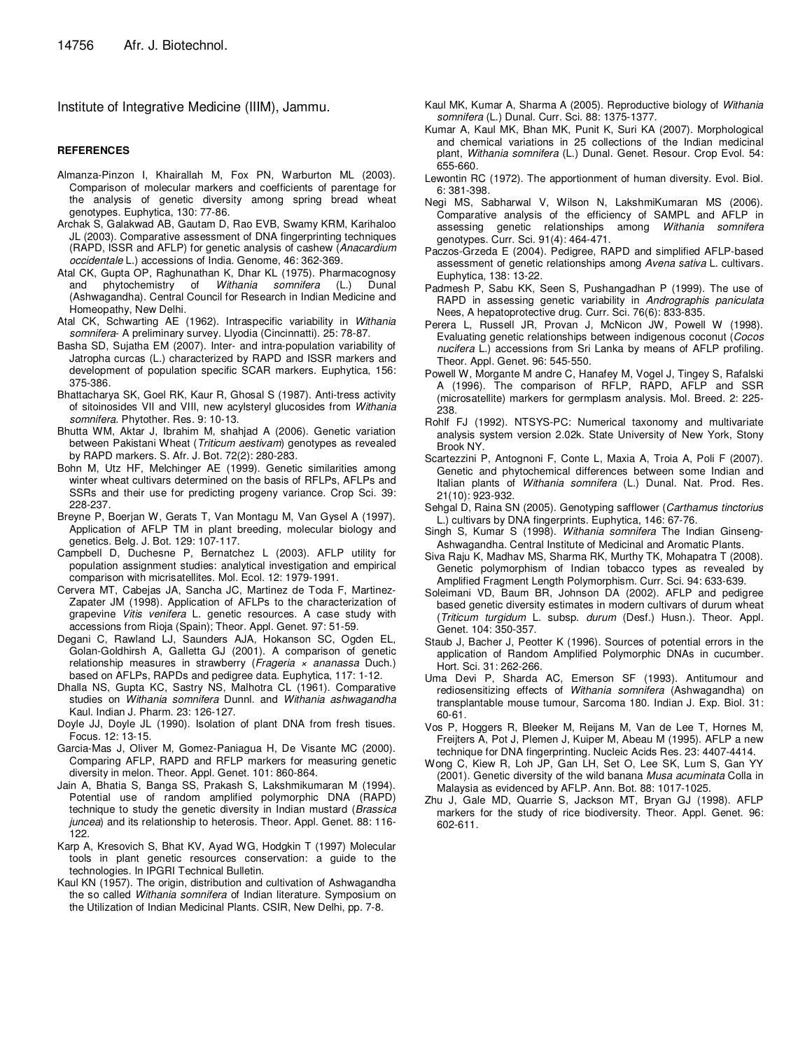Institute of Integrative Medicine (IIIM), Jammu.

**REFERENCES**

Almanza-Pinzon I, Khairallah M, Fox PN, Warburton ML (2003). Comparison of molecular markers and coefficients of parentage for the analysis of genetic diversity among spring bread wheat genotypes. Euphytica, 130: 77-86.

Archak S, Galakwad AB, Gautam D, Rao EVB, Swamy KRM, Karihaloo JL (2003). Comparative assessment of DNA fingerprinting techniques (RAPD, ISSR and AFLP) for genetic analysis of cashew (*Anacardium occidentale* L.) accessions of India. Genome, 46: 362-369.

Atal CK, Gupta OP, Raghunathan K, Dhar KL (1975). Pharmacognosy and phytochemistry of *Withania somnifera* (L.) Dunal (Ashwagandha). Central Council for Research in Indian Medicine and Homeopathy, New Delhi.

Atal CK, Schwarting AE (1962). Intraspecific variability in *Withania somnifera*- A preliminary survey. Llyodia (Cincinnatti). 25: 78-87.

Basha SD, Sujatha EM (2007). Inter- and intra-population variability of Jatropha curcas (L.) characterized by RAPD and ISSR markers and development of population specific SCAR markers. Euphytica, 156: 375-386.

Bhattacharya SK, Goel RK, Kaur R, Ghosal S (1987). Anti-tress activity of sitoinosides VII and VIII, new acylsteryl glucosides from *Withania somnifera*. Phytother. Res. 9: 10-13.

Bhutta WM, Aktar J, Ibrahim M, shahjad A (2006). Genetic variation between Pakistani Wheat (*Triticum aestivam*) genotypes as revealed by RAPD markers. S. Afr. J. Bot. 72(2): 280-283.

Bohn M, Utz HF, Melchinger AE (1999). Genetic similarities among winter wheat cultivars determined on the basis of RFLPs, AFLPs and SSRs and their use for predicting progeny variance. Crop Sci. 39: 228-237.

Breyne P, Boerjan W, Gerats T, Van Montagu M, Van Gysel A (1997). Application of AFLP TM in plant breeding, molecular biology and genetics. Belg. J. Bot. 129: 107-117.

Campbell D, Duchesne P, Bernatchez L (2003). AFLP utility for population assignment studies: analytical investigation and empirical comparison with micrisatellites. Mol. Ecol. 12: 1979-1991.

Cervera MT, Cabejas JA, Sancha JC, Martinez de Toda F, Martinez-Zapater JM (1998). Application of AFLPs to the characterization of grapevine *Vitis venifera* L. genetic resources. A case study with accessions from Rioja (Spain); Theor. Appl. Genet. 97: 51-59.

Degani C, Rawland LJ, Saunders AJA, Hokanson SC, Ogden EL, Golan-Goldhirsh A, Galletta GJ (2001). A comparison of genetic relationship measures in strawberry (*Frageria × ananassa* Duch.) based on AFLPs, RAPDs and pedigree data. Euphytica, 117: 1-12.

Dhalla NS, Gupta KC, Sastry NS, Malhotra CL (1961). Comparative studies on *Withania somnifera* Dunnl. and *Withania ashwagandha* Kaul. Indian J. Pharm. 23: 126-127.

Doyle JJ, Doyle JL (1990). Isolation of plant DNA from fresh tisues. Focus. 12: 13-15.

Garcia-Mas J, Oliver M, Gomez-Paniagua H, De Visante MC (2000). Comparing AFLP, RAPD and RFLP markers for measuring genetic diversity in melon. Theor. Appl. Genet. 101: 860-864.

Jain A, Bhatia S, Banga SS, Prakash S, Lakshmikumaran M (1994). Potential use of random amplified polymorphic DNA (RAPD) technique to study the genetic diversity in Indian mustard (*Brassica juncea*) and its relationship to heterosis. Theor. Appl. Genet. 88: 116-122.

Karp A, Kresovich S, Bhat KV, Ayad WG, Hodgkin T (1997) Molecular tools in plant genetic resources conservation: a guide to the technologies. In IPGRI Technical Bulletin.

Kaul KN (1957). The origin, distribution and cultivation of Ashwagandha the so called *Withania somnifera* of Indian literature. Symposium on the Utilization of Indian Medicinal Plants. CSIR, New Delhi, pp. 7-8.

Kaul MK, Kumar A, Sharma A (2005). Reproductive biology of *Withania somnifera* (L.) Dunal. Curr. Sci. 88: 1375-1377.

Kumar A, Kaul MK, Bhan MK, Punit K, Suri KA (2007). Morphological and chemical variations in 25 collections of the Indian medicinal plant, *Withania somnifera* (L.) Dunal. Genet. Resour. Crop Evol. 54: 655-660.

Lewontin RC (1972). The apportionment of human diversity. Evol. Biol. 6: 381-398.

Negi MS, Sabharwal V, Wilson N, LakshmiKumaran MS (2006). Comparative analysis of the efficiency of SAMPL and AFLP in assessing genetic relationships among *Withania somnifera* genotypes. Curr. Sci. 91(4): 464-471.

Paczos-Grzeda E (2004). Pedigree, RAPD and simplified AFLP-based assessment of genetic relationships among *Avena sativa* L. cultivars. Euphytica, 138: 13-22.

Padmesh P, Sabu KK, Seen S, Pushangadhan P (1999). The use of RAPD in assessing genetic variability in *Andrographis paniculata* Nees, A hepatoprotective drug. Curr. Sci. 76(6): 833-835.

Perera L, Russell JR, Provan J, McNicon JW, Powell W (1998). Evaluating genetic relationships between indigenous coconut (*Cocos nucifera* L.) accessions from Sri Lanka by means of AFLP profiling. Theor. Appl. Genet. 96: 545-550.

Powell W, Morgante M andre C, Hanafey M, Vogel J, Tingey S, Rafalski A (1996). The comparison of RFLP, RAPD, AFLP and SSR (microsatellite) markers for germplasm analysis. Mol. Breed. 2: 225-238.

Rohlf FJ (1992). NTSYS-PC: Numerical taxonomy and multivariate analysis system version 2.02k. State University of New York, Stony Brook NY.

Scartezzini P, Antognoni F, Conte L, Maxia A, Troia A, Poli F (2007). Genetic and phytochemical differences between some Indian and Italian plants of *Withania somnifera* (L.) Dunal. Nat. Prod. Res. 21(10): 923-932.

Sehgal D, Raina SN (2005). Genotyping safflower (*Carthamus tinctorius* L.) cultivars by DNA fingerprints. Euphytica, 146: 67-76.

Singh S, Kumar S (1998). *Withania somnifera* The Indian Ginseng-Ashwagandha. Central Institute of Medicinal and Aromatic Plants.

Siva Raju K, Madhav MS, Sharma RK, Murthy TK, Mohapatra T (2008). Genetic polymorphism of Indian tobacco types as revealed by Amplified Fragment Length Polymorphism. Curr. Sci. 94: 633-639.

Soleimani VD, Baum BR, Johnson DA (2002). AFLP and pedigree based genetic diversity estimates in modern cultivars of durum wheat (*Triticum turgidum* L. subsp. *durum* (Desf.) Husn.). Theor. Appl. Genet. 104: 350-357.

Staub J, Bacher J, Peotter K (1996). Sources of potential errors in the application of Random Amplified Polymorphic DNAs in cucumber. Hort. Sci. 31: 262-266.

Uma Devi P, Sharda AC, Emerson SF (1993). Antitumour and rediosensitizing effects of *Withania somnifera* (Ashwagandha) on transplantable mouse tumour, Sarcoma 180. Indian J. Exp. Biol. 31: 60-61.

Vos P, Hoggers R, Bleeker M, Reijans M, Van de Lee T, Hornes M, Freijters A, Pot J, Plemen J, Kuiper M, Abeau M (1995). AFLP a new technique for DNA fingerprinting. Nucleic Acids Res. 23: 4407-4414.

Wong C, Kiew R, Loh JP, Gan LH, Set O, Lee SK, Lum S, Gan YY (2001). Genetic diversity of the wild banana *Musa acuminata* Colla in Malaysia as evidenced by AFLP. Ann. Bot. 88: 1017-1025.

Zhu J, Gale MD, Quarrie S, Jackson MT, Bryan GJ (1998). AFLP markers for the study of rice biodiversity. Theor. Appl. Genet. 96: 602-611.